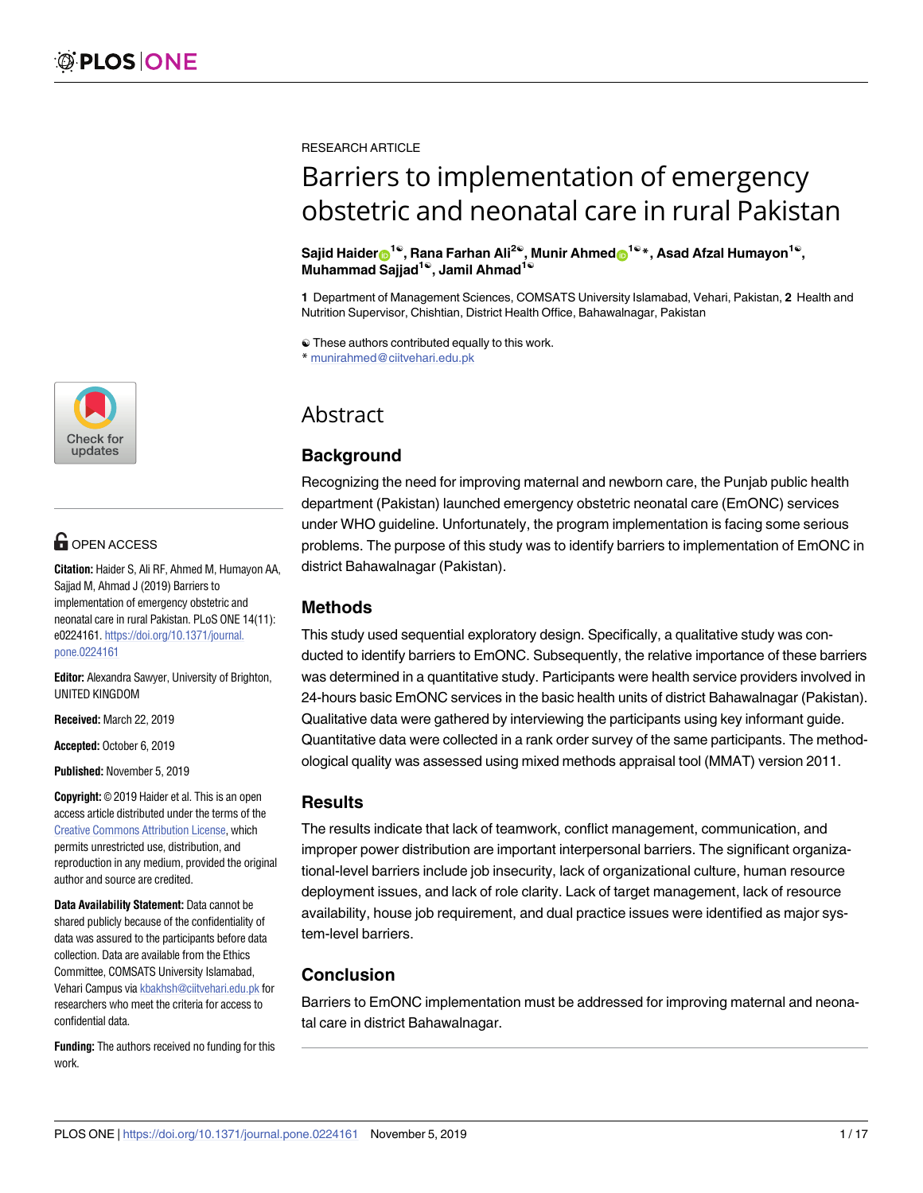RESEARCH ARTICLE

# Barriers to implementation of emergency obstetric and neonatal care in rural Pakistan

**Sajid Haider[1☯], Rana Farhan Ali[2☯], Munir Ahmed[1☯*], Asad Afzal Humayon[1☯], Muhammad Sajjad[1☯], Jamil Ahmad[1☯]**

**1** Department of Management Sciences, COMSATS University Islamabad, Vehari, Pakistan, **2** Health and Nutrition Supervisor, Chishtian, District Health Office, Bahawalnagar, Pakistan

☯ These authors contributed equally to this work.
* munirahmed@ciitvehari.edu.pk

OPEN ACCESS

**Citation:** Haider S, Ali RF, Ahmed M, Humayon AA, Sajjad M, Ahmad J (2019) Barriers to implementation of emergency obstetric and neonatal care in rural Pakistan. PLoS ONE 14(11): e0224161. https://doi.org/10.1371/journal.pone.0224161

**Editor:** Alexandra Sawyer, University of Brighton, UNITED KINGDOM

**Received:** March 22, 2019

**Accepted:** October 6, 2019

**Published:** November 5, 2019

**Copyright:** © 2019 Haider et al. This is an open access article distributed under the terms of the Creative Commons Attribution License, which permits unrestricted use, distribution, and reproduction in any medium, provided the original author and source are credited.

**Data Availability Statement:** Data cannot be shared publicly because of the confidentiality of data was assured to the participants before data collection. Data are available from the Ethics Committee, COMSATS University Islamabad, Vehari Campus via kbakhsh@ciitvehari.edu.pk for researchers who meet the criteria for access to confidential data.

**Funding:** The authors received no funding for this work.

## Abstract

### Background

Recognizing the need for improving maternal and newborn care, the Punjab public health department (Pakistan) launched emergency obstetric neonatal care (EmONC) services under WHO guideline. Unfortunately, the program implementation is facing some serious problems. The purpose of this study was to identify barriers to implementation of EmONC in district Bahawalnagar (Pakistan).

### Methods

This study used sequential exploratory design. Specifically, a qualitative study was conducted to identify barriers to EmONC. Subsequently, the relative importance of these barriers was determined in a quantitative study. Participants were health service providers involved in 24-hours basic EmONC services in the basic health units of district Bahawalnagar (Pakistan). Qualitative data were gathered by interviewing the participants using key informant guide. Quantitative data were collected in a rank order survey of the same participants. The methodological quality was assessed using mixed methods appraisal tool (MMAT) version 2011.

### Results

The results indicate that lack of teamwork, conflict management, communication, and improper power distribution are important interpersonal barriers. The significant organizational-level barriers include job insecurity, lack of organizational culture, human resource deployment issues, and lack of role clarity. Lack of target management, lack of resource availability, house job requirement, and dual practice issues were identified as major system-level barriers.

### Conclusion

Barriers to EmONC implementation must be addressed for improving maternal and neonatal care in district Bahawalnagar.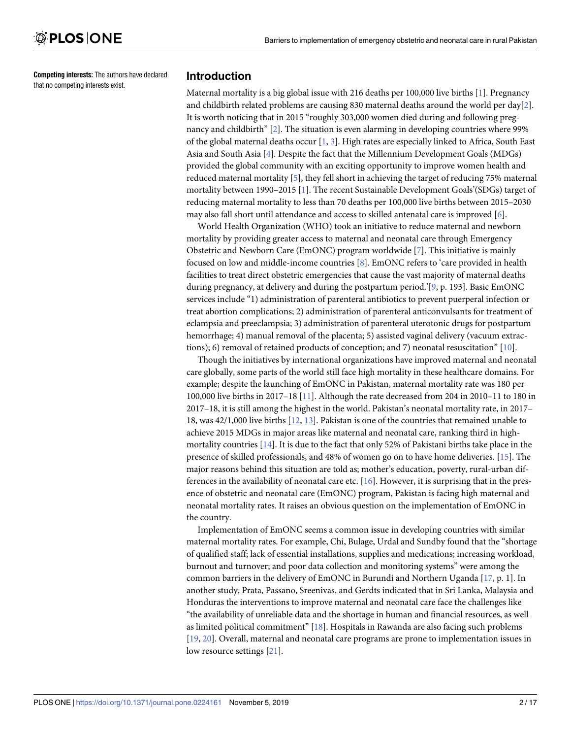**Competing interests:** The authors have declared that no competing interests exist.

## Introduction

Maternal mortality is a big global issue with 216 deaths per 100,000 live births [1]. Pregnancy and childbirth related problems are causing 830 maternal deaths around the world per day[2]. It is worth noticing that in 2015 "roughly 303,000 women died during and following pregnancy and childbirth" [2]. The situation is even alarming in developing countries where 99% of the global maternal deaths occur [1, 3]. High rates are especially linked to Africa, South East Asia and South Asia [4]. Despite the fact that the Millennium Development Goals (MDGs) provided the global community with an exciting opportunity to improve women health and reduced maternal mortality [5], they fell short in achieving the target of reducing 75% maternal mortality between 1990–2015 [1]. The recent Sustainable Development Goals'(SDGs) target of reducing maternal mortality to less than 70 deaths per 100,000 live births between 2015–2030 may also fall short until attendance and access to skilled antenatal care is improved [6].

World Health Organization (WHO) took an initiative to reduce maternal and newborn mortality by providing greater access to maternal and neonatal care through Emergency Obstetric and Newborn Care (EmONC) program worldwide [7]. This initiative is mainly focused on low and middle-income countries [8]. EmONC refers to 'care provided in health facilities to treat direct obstetric emergencies that cause the vast majority of maternal deaths during pregnancy, at delivery and during the postpartum period.'[9, p. 193]. Basic EmONC services include "1) administration of parenteral antibiotics to prevent puerperal infection or treat abortion complications; 2) administration of parenteral anticonvulsants for treatment of eclampsia and preeclampsia; 3) administration of parenteral uterotonic drugs for postpartum hemorrhage; 4) manual removal of the placenta; 5) assisted vaginal delivery (vacuum extractions); 6) removal of retained products of conception; and 7) neonatal resuscitation" [10].

Though the initiatives by international organizations have improved maternal and neonatal care globally, some parts of the world still face high mortality in these healthcare domains. For example; despite the launching of EmONC in Pakistan, maternal mortality rate was 180 per 100,000 live births in 2017–18 [11]. Although the rate decreased from 204 in 2010–11 to 180 in 2017–18, it is still among the highest in the world. Pakistan's neonatal mortality rate, in 2017–18, was 42/1,000 live births [12, 13]. Pakistan is one of the countries that remained unable to achieve 2015 MDGs in major areas like maternal and neonatal care, ranking third in high-mortality countries [14]. It is due to the fact that only 52% of Pakistani births take place in the presence of skilled professionals, and 48% of women go on to have home deliveries. [15]. The major reasons behind this situation are told as; mother's education, poverty, rural-urban differences in the availability of neonatal care etc. [16]. However, it is surprising that in the presence of obstetric and neonatal care (EmONC) program, Pakistan is facing high maternal and neonatal mortality rates. It raises an obvious question on the implementation of EmONC in the country.

Implementation of EmONC seems a common issue in developing countries with similar maternal mortality rates. For example, Chi, Bulage, Urdal and Sundby found that the "shortage of qualified staff; lack of essential installations, supplies and medications; increasing workload, burnout and turnover; and poor data collection and monitoring systems" were among the common barriers in the delivery of EmONC in Burundi and Northern Uganda [17, p. 1]. In another study, Prata, Passano, Sreenivas, and Gerdts indicated that in Sri Lanka, Malaysia and Honduras the interventions to improve maternal and neonatal care face the challenges like "the availability of unreliable data and the shortage in human and financial resources, as well as limited political commitment" [18]. Hospitals in Rawanda are also facing such problems [19, 20]. Overall, maternal and neonatal care programs are prone to implementation issues in low resource settings [21].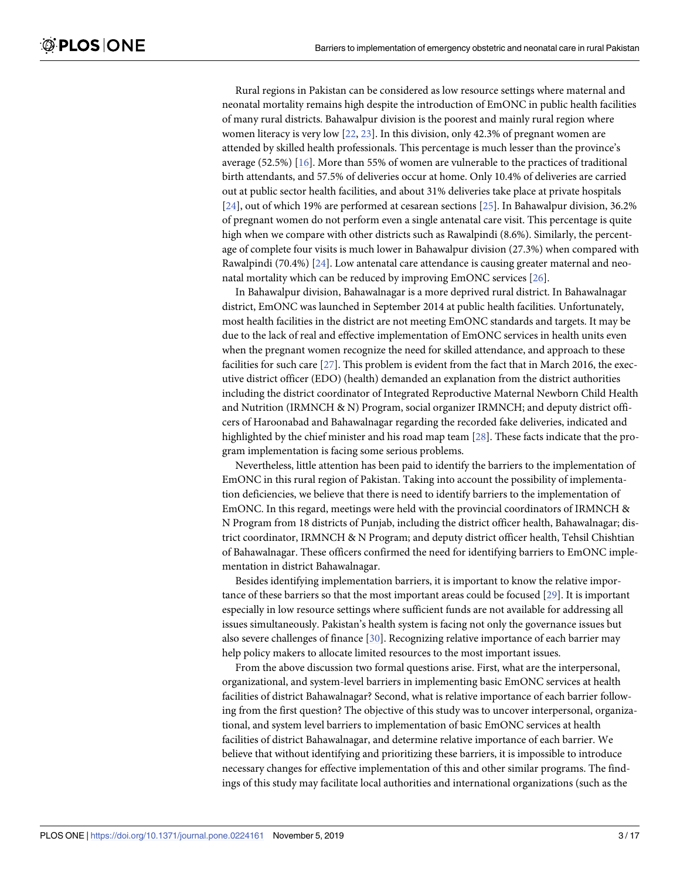Rural regions in Pakistan can be considered as low resource settings where maternal and neonatal mortality remains high despite the introduction of EmONC in public health facilities of many rural districts. Bahawalpur division is the poorest and mainly rural region where women literacy is very low [22, 23]. In this division, only 42.3% of pregnant women are attended by skilled health professionals. This percentage is much lesser than the province's average (52.5%) [16]. More than 55% of women are vulnerable to the practices of traditional birth attendants, and 57.5% of deliveries occur at home. Only 10.4% of deliveries are carried out at public sector health facilities, and about 31% deliveries take place at private hospitals [24], out of which 19% are performed at cesarean sections [25]. In Bahawalpur division, 36.2% of pregnant women do not perform even a single antenatal care visit. This percentage is quite high when we compare with other districts such as Rawalpindi (8.6%). Similarly, the percentage of complete four visits is much lower in Bahawalpur division (27.3%) when compared with Rawalpindi (70.4%) [24]. Low antenatal care attendance is causing greater maternal and neonatal mortality which can be reduced by improving EmONC services [26].

In Bahawalpur division, Bahawalnagar is a more deprived rural district. In Bahawalnagar district, EmONC was launched in September 2014 at public health facilities. Unfortunately, most health facilities in the district are not meeting EmONC standards and targets. It may be due to the lack of real and effective implementation of EmONC services in health units even when the pregnant women recognize the need for skilled attendance, and approach to these facilities for such care [27]. This problem is evident from the fact that in March 2016, the executive district officer (EDO) (health) demanded an explanation from the district authorities including the district coordinator of Integrated Reproductive Maternal Newborn Child Health and Nutrition (IRMNCH & N) Program, social organizer IRMNCH; and deputy district officers of Haroonabad and Bahawalnagar regarding the recorded fake deliveries, indicated and highlighted by the chief minister and his road map team [28]. These facts indicate that the program implementation is facing some serious problems.

Nevertheless, little attention has been paid to identify the barriers to the implementation of EmONC in this rural region of Pakistan. Taking into account the possibility of implementation deficiencies, we believe that there is need to identify barriers to the implementation of EmONC. In this regard, meetings were held with the provincial coordinators of IRMNCH & N Program from 18 districts of Punjab, including the district officer health, Bahawalnagar; district coordinator, IRMNCH & N Program; and deputy district officer health, Tehsil Chishtian of Bahawalnagar. These officers confirmed the need for identifying barriers to EmONC implementation in district Bahawalnagar.

Besides identifying implementation barriers, it is important to know the relative importance of these barriers so that the most important areas could be focused [29]. It is important especially in low resource settings where sufficient funds are not available for addressing all issues simultaneously. Pakistan's health system is facing not only the governance issues but also severe challenges of finance [30]. Recognizing relative importance of each barrier may help policy makers to allocate limited resources to the most important issues.

From the above discussion two formal questions arise. First, what are the interpersonal, organizational, and system-level barriers in implementing basic EmONC services at health facilities of district Bahawalnagar? Second, what is relative importance of each barrier following from the first question? The objective of this study was to uncover interpersonal, organizational, and system level barriers to implementation of basic EmONC services at health facilities of district Bahawalnagar, and determine relative importance of each barrier. We believe that without identifying and prioritizing these barriers, it is impossible to introduce necessary changes for effective implementation of this and other similar programs. The findings of this study may facilitate local authorities and international organizations (such as the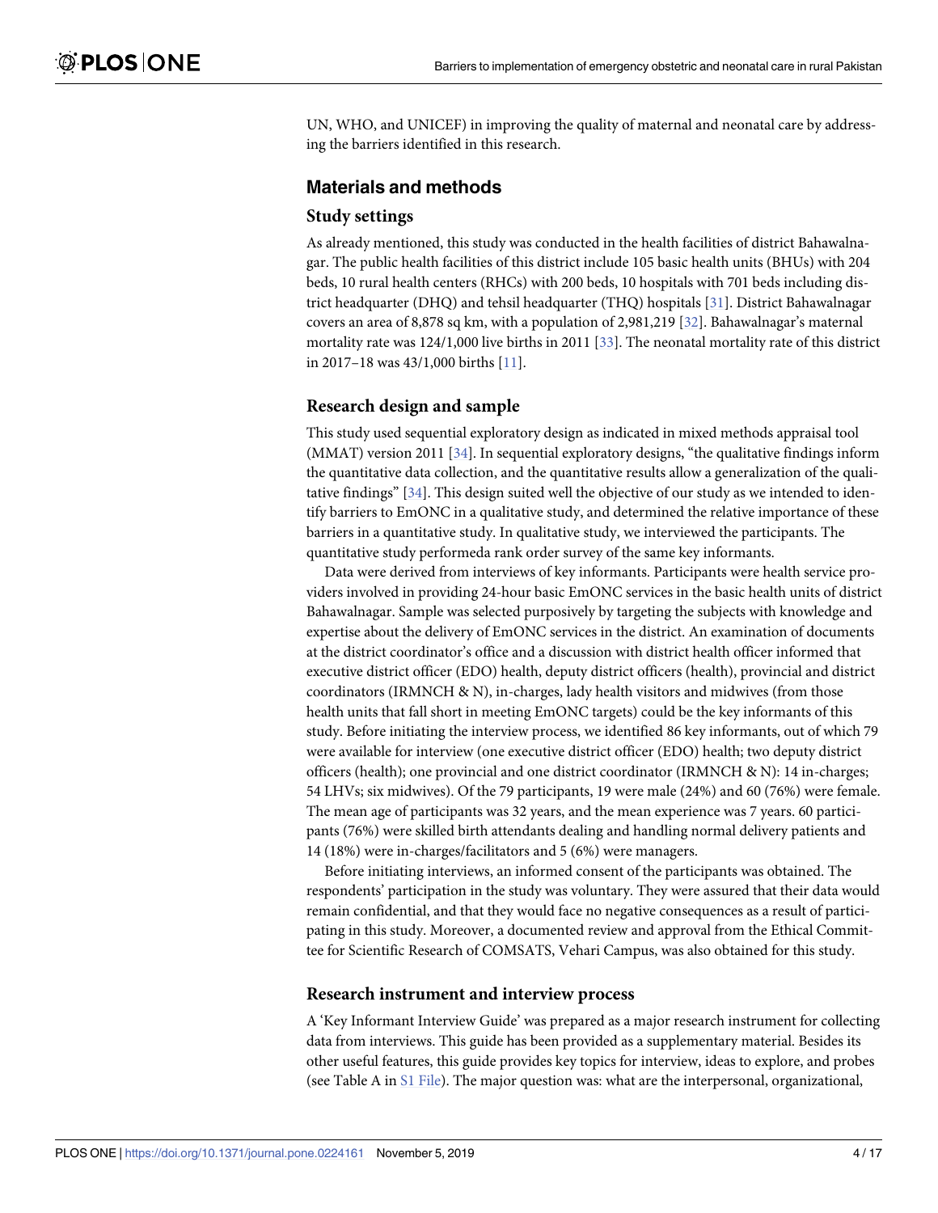UN, WHO, and UNICEF) in improving the quality of maternal and neonatal care by addressing the barriers identified in this research.

## Materials and methods

### Study settings

As already mentioned, this study was conducted in the health facilities of district Bahawalnagar. The public health facilities of this district include 105 basic health units (BHUs) with 204 beds, 10 rural health centers (RHCs) with 200 beds, 10 hospitals with 701 beds including district headquarter (DHQ) and tehsil headquarter (THQ) hospitals [31]. District Bahawalnagar covers an area of 8,878 sq km, with a population of 2,981,219 [32]. Bahawalnagar's maternal mortality rate was 124/1,000 live births in 2011 [33]. The neonatal mortality rate of this district in 2017–18 was 43/1,000 births [11].

### Research design and sample

This study used sequential exploratory design as indicated in mixed methods appraisal tool (MMAT) version 2011 [34]. In sequential exploratory designs, "the qualitative findings inform the quantitative data collection, and the quantitative results allow a generalization of the qualitative findings" [34]. This design suited well the objective of our study as we intended to identify barriers to EmONC in a qualitative study, and determined the relative importance of these barriers in a quantitative study. In qualitative study, we interviewed the participants. The quantitative study performeda rank order survey of the same key informants.

Data were derived from interviews of key informants. Participants were health service providers involved in providing 24-hour basic EmONC services in the basic health units of district Bahawalnagar. Sample was selected purposively by targeting the subjects with knowledge and expertise about the delivery of EmONC services in the district. An examination of documents at the district coordinator's office and a discussion with district health officer informed that executive district officer (EDO) health, deputy district officers (health), provincial and district coordinators (IRMNCH & N), in-charges, lady health visitors and midwives (from those health units that fall short in meeting EmONC targets) could be the key informants of this study. Before initiating the interview process, we identified 86 key informants, out of which 79 were available for interview (one executive district officer (EDO) health; two deputy district officers (health); one provincial and one district coordinator (IRMNCH & N): 14 in-charges; 54 LHVs; six midwives). Of the 79 participants, 19 were male (24%) and 60 (76%) were female. The mean age of participants was 32 years, and the mean experience was 7 years. 60 participants (76%) were skilled birth attendants dealing and handling normal delivery patients and 14 (18%) were in-charges/facilitators and 5 (6%) were managers.

Before initiating interviews, an informed consent of the participants was obtained. The respondents' participation in the study was voluntary. They were assured that their data would remain confidential, and that they would face no negative consequences as a result of participating in this study. Moreover, a documented review and approval from the Ethical Committee for Scientific Research of COMSATS, Vehari Campus, was also obtained for this study.

### Research instrument and interview process

A 'Key Informant Interview Guide' was prepared as a major research instrument for collecting data from interviews. This guide has been provided as a supplementary material. Besides its other useful features, this guide provides key topics for interview, ideas to explore, and probes (see Table A in S1 File). The major question was: what are the interpersonal, organizational,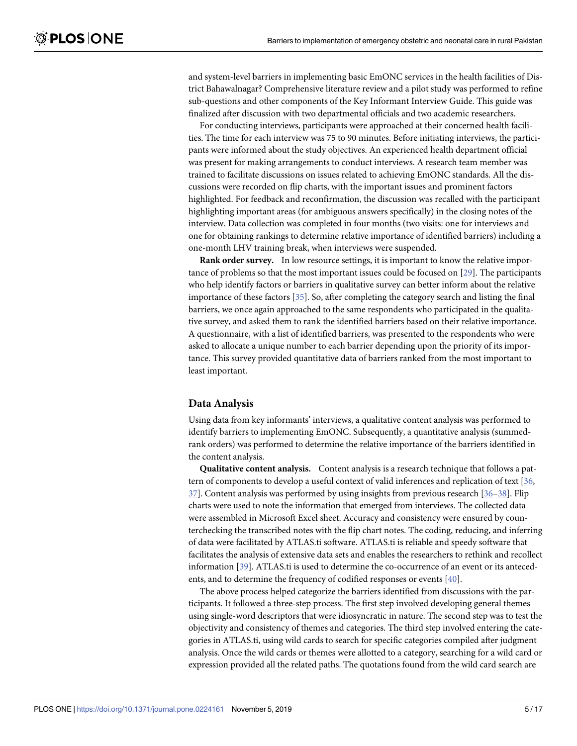and system-level barriers in implementing basic EmONC services in the health facilities of District Bahawalnagar? Comprehensive literature review and a pilot study was performed to refine sub-questions and other components of the Key Informant Interview Guide. This guide was finalized after discussion with two departmental officials and two academic researchers.

For conducting interviews, participants were approached at their concerned health facilities. The time for each interview was 75 to 90 minutes. Before initiating interviews, the participants were informed about the study objectives. An experienced health department official was present for making arrangements to conduct interviews. A research team member was trained to facilitate discussions on issues related to achieving EmONC standards. All the discussions were recorded on flip charts, with the important issues and prominent factors highlighted. For feedback and reconfirmation, the discussion was recalled with the participant highlighting important areas (for ambiguous answers specifically) in the closing notes of the interview. Data collection was completed in four months (two visits: one for interviews and one for obtaining rankings to determine relative importance of identified barriers) including a one-month LHV training break, when interviews were suspended.

**Rank order survey.** In low resource settings, it is important to know the relative importance of problems so that the most important issues could be focused on [29]. The participants who help identify factors or barriers in qualitative survey can better inform about the relative importance of these factors [35]. So, after completing the category search and listing the final barriers, we once again approached to the same respondents who participated in the qualitative survey, and asked them to rank the identified barriers based on their relative importance. A questionnaire, with a list of identified barriers, was presented to the respondents who were asked to allocate a unique number to each barrier depending upon the priority of its importance. This survey provided quantitative data of barriers ranked from the most important to least important.

## Data Analysis

Using data from key informants' interviews, a qualitative content analysis was performed to identify barriers to implementing EmONC. Subsequently, a quantitative analysis (summed-rank orders) was performed to determine the relative importance of the barriers identified in the content analysis.

**Qualitative content analysis.** Content analysis is a research technique that follows a pattern of components to develop a useful context of valid inferences and replication of text [36, 37]. Content analysis was performed by using insights from previous research [36–38]. Flip charts were used to note the information that emerged from interviews. The collected data were assembled in Microsoft Excel sheet. Accuracy and consistency were ensured by counterchecking the transcribed notes with the flip chart notes. The coding, reducing, and inferring of data were facilitated by ATLAS.ti software. ATLAS.ti is reliable and speedy software that facilitates the analysis of extensive data sets and enables the researchers to rethink and recollect information [39]. ATLAS.ti is used to determine the co-occurrence of an event or its antecedents, and to determine the frequency of codified responses or events [40].

The above process helped categorize the barriers identified from discussions with the participants. It followed a three-step process. The first step involved developing general themes using single-word descriptors that were idiosyncratic in nature. The second step was to test the objectivity and consistency of themes and categories. The third step involved entering the categories in ATLAS.ti, using wild cards to search for specific categories compiled after judgment analysis. Once the wild cards or themes were allotted to a category, searching for a wild card or expression provided all the related paths. The quotations found from the wild card search are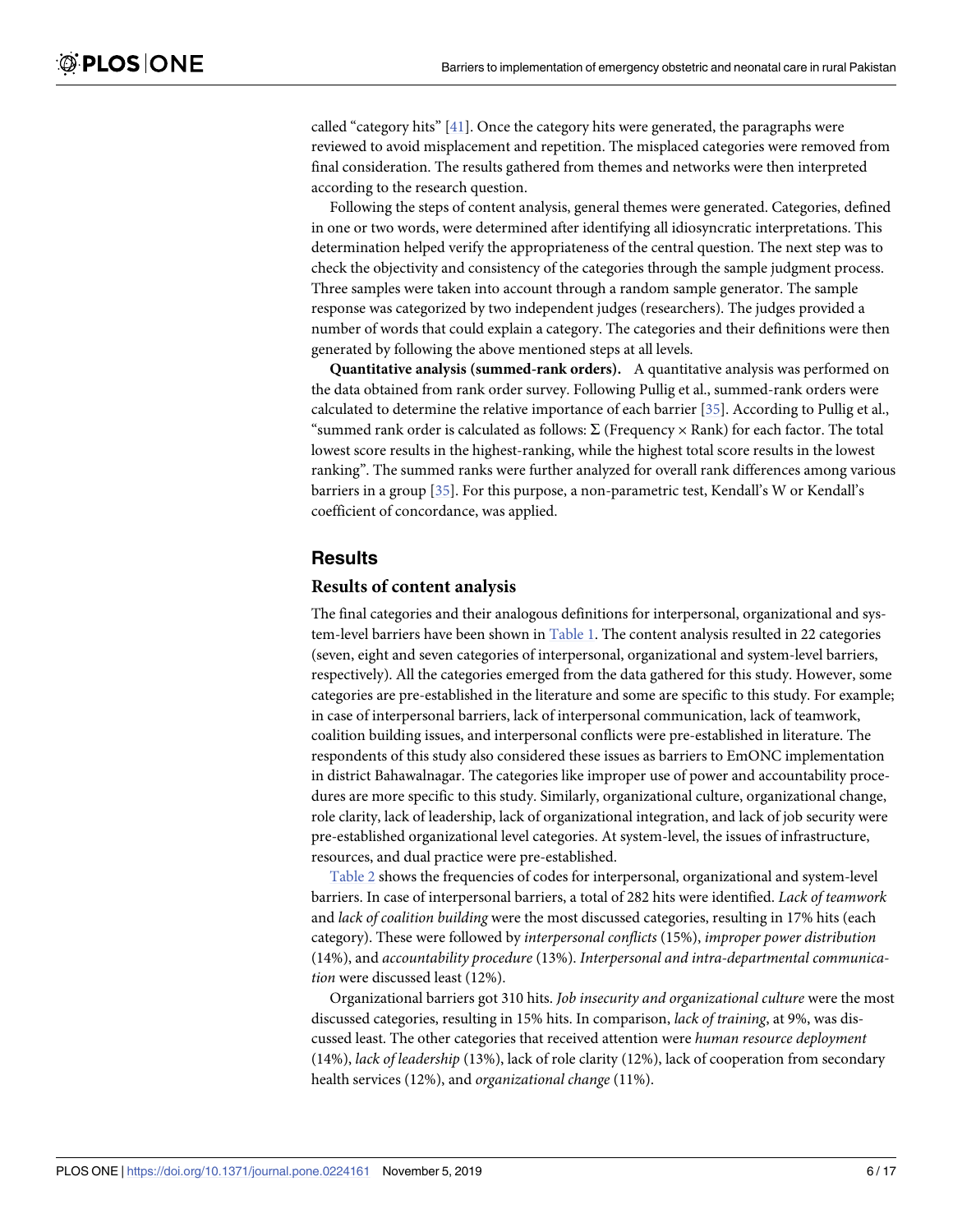called "category hits" [41]. Once the category hits were generated, the paragraphs were reviewed to avoid misplacement and repetition. The misplaced categories were removed from final consideration. The results gathered from themes and networks were then interpreted according to the research question.

Following the steps of content analysis, general themes were generated. Categories, defined in one or two words, were determined after identifying all idiosyncratic interpretations. This determination helped verify the appropriateness of the central question. The next step was to check the objectivity and consistency of the categories through the sample judgment process. Three samples were taken into account through a random sample generator. The sample response was categorized by two independent judges (researchers). The judges provided a number of words that could explain a category. The categories and their definitions were then generated by following the above mentioned steps at all levels.

**Quantitative analysis (summed-rank orders).** A quantitative analysis was performed on the data obtained from rank order survey. Following Pullig et al., summed-rank orders were calculated to determine the relative importance of each barrier [35]. According to Pullig et al., "summed rank order is calculated as follows: $\Sigma$ (Frequency $\times$ Rank) for each factor. The total lowest score results in the highest-ranking, while the highest total score results in the lowest ranking". The summed ranks were further analyzed for overall rank differences among various barriers in a group [35]. For this purpose, a non-parametric test, Kendall's W or Kendall's coefficient of concordance, was applied.

## Results

### Results of content analysis

The final categories and their analogous definitions for interpersonal, organizational and system-level barriers have been shown in Table 1. The content analysis resulted in 22 categories (seven, eight and seven categories of interpersonal, organizational and system-level barriers, respectively). All the categories emerged from the data gathered for this study. However, some categories are pre-established in the literature and some are specific to this study. For example; in case of interpersonal barriers, lack of interpersonal communication, lack of teamwork, coalition building issues, and interpersonal conflicts were pre-established in literature. The respondents of this study also considered these issues as barriers to EmONC implementation in district Bahawalnagar. The categories like improper use of power and accountability procedures are more specific to this study. Similarly, organizational culture, organizational change, role clarity, lack of leadership, lack of organizational integration, and lack of job security were pre-established organizational level categories. At system-level, the issues of infrastructure, resources, and dual practice were pre-established.

Table 2 shows the frequencies of codes for interpersonal, organizational and system-level barriers. In case of interpersonal barriers, a total of 282 hits were identified. *Lack of teamwork* and *lack of coalition building* were the most discussed categories, resulting in 17% hits (each category). These were followed by *interpersonal conflicts* (15%), *improper power distribution* (14%), and *accountability procedure* (13%). *Interpersonal and intra-departmental communication* were discussed least (12%).

Organizational barriers got 310 hits. *Job insecurity and organizational culture* were the most discussed categories, resulting in 15% hits. In comparison, *lack of training*, at 9%, was discussed least. The other categories that received attention were *human resource deployment* (14%), *lack of leadership* (13%), lack of role clarity (12%), lack of cooperation from secondary health services (12%), and *organizational change* (11%).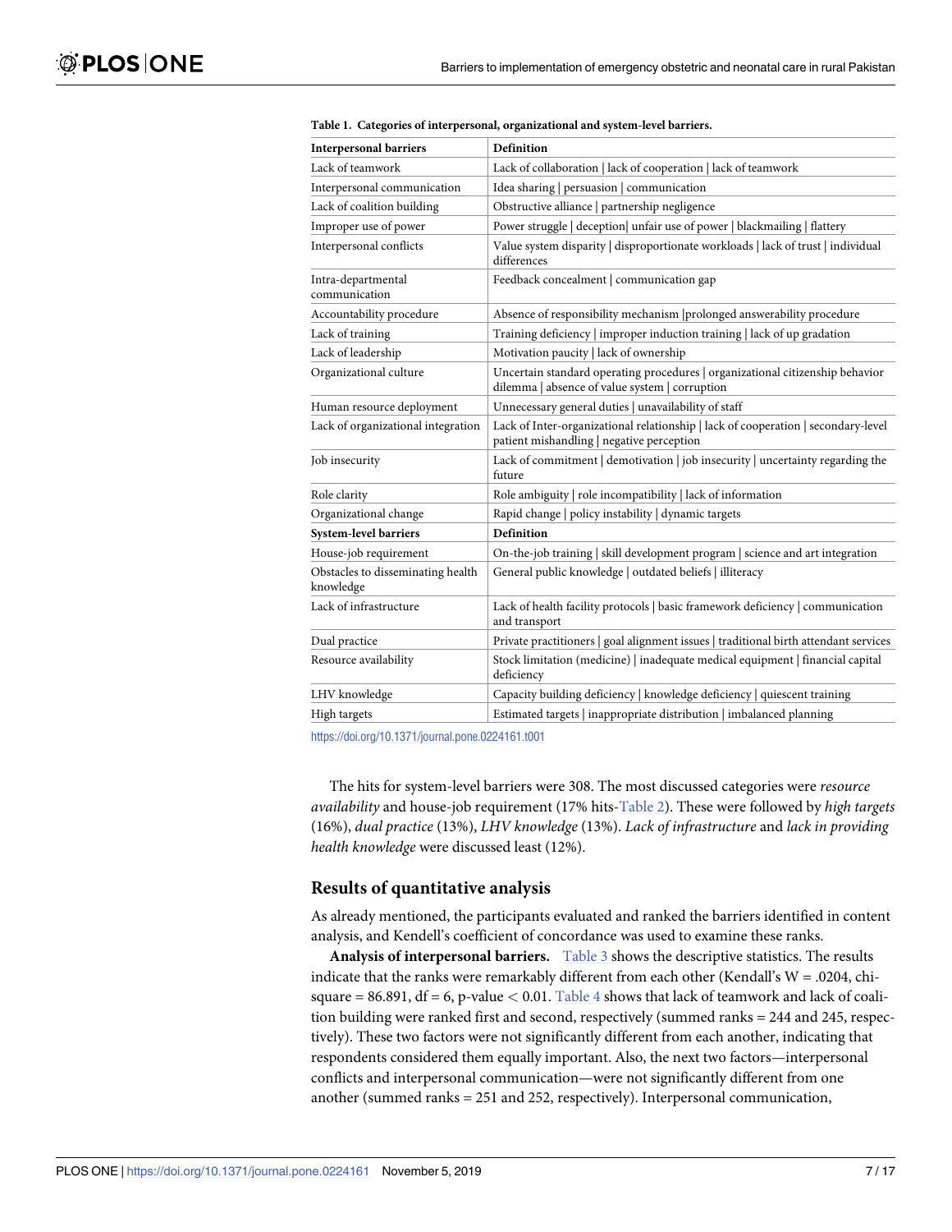**Table 1. Categories of interpersonal, organizational and system-level barriers.**

| Interpersonal barriers | Definition |
|---|---|
| Lack of teamwork | Lack of collaboration \| lack of cooperation \| lack of teamwork |
| Interpersonal communication | Idea sharing \| persuasion \| communication |
| Lack of coalition building | Obstructive alliance \| partnership negligence |
| Improper use of power | Power struggle \| deception\| unfair use of power \| blackmailing \| flattery |
| Interpersonal conflicts | Value system disparity \| disproportionate workloads \| lack of trust \| individual differences |
| Intra-departmental communication | Feedback concealment \| communication gap |
| Accountability procedure | Absence of responsibility mechanism \|prolonged answerability procedure |
| Lack of training | Training deficiency \| improper induction training \| lack of up gradation |
| Lack of leadership | Motivation paucity \| lack of ownership |
| Organizational culture | Uncertain standard operating procedures \| organizational citizenship behavior dilemma \| absence of value system \| corruption |
| Human resource deployment | Unnecessary general duties \| unavailability of staff |
| Lack of organizational integration | Lack of Inter-organizational relationship \| lack of cooperation \| secondary-level patient mishandling \| negative perception |
| Job insecurity | Lack of commitment \| demotivation \| job insecurity \| uncertainty regarding the future |
| Role clarity | Role ambiguity \| role incompatibility \| lack of information |
| Organizational change | Rapid change \| policy instability \| dynamic targets |
| **System-level barriers** | **Definition** |
| House-job requirement | On-the-job training \| skill development program \| science and art integration |
| Obstacles to disseminating health knowledge | General public knowledge \| outdated beliefs \| illiteracy |
| Lack of infrastructure | Lack of health facility protocols \| basic framework deficiency \| communication and transport |
| Dual practice | Private practitioners \| goal alignment issues \| traditional birth attendant services |
| Resource availability | Stock limitation (medicine) \| inadequate medical equipment \| financial capital deficiency |
| LHV knowledge | Capacity building deficiency \| knowledge deficiency \| quiescent training |
| High targets | Estimated targets \| inappropriate distribution \| imbalanced planning |

https://doi.org/10.1371/journal.pone.0224161.t001

The hits for system-level barriers were 308. The most discussed categories were *resource availability* and house-job requirement (17% hits-Table 2). These were followed by *high targets* (16%), *dual practice* (13%), *LHV knowledge* (13%). *Lack of infrastructure* and *lack in providing health knowledge* were discussed least (12%).

## Results of quantitative analysis

As already mentioned, the participants evaluated and ranked the barriers identified in content analysis, and Kendell's coefficient of concordance was used to examine these ranks.

**Analysis of interpersonal barriers.** Table 3 shows the descriptive statistics. The results indicate that the ranks were remarkably different from each other (Kendall's W = .0204, chi-square = 86.891, df = 6, p-value $< 0.01$. Table 4 shows that lack of teamwork and lack of coalition building were ranked first and second, respectively (summed ranks = 244 and 245, respectively). These two factors were not significantly different from each another, indicating that respondents considered them equally important. Also, the next two factors—interpersonal conflicts and interpersonal communication—were not significantly different from one another (summed ranks = 251 and 252, respectively). Interpersonal communication,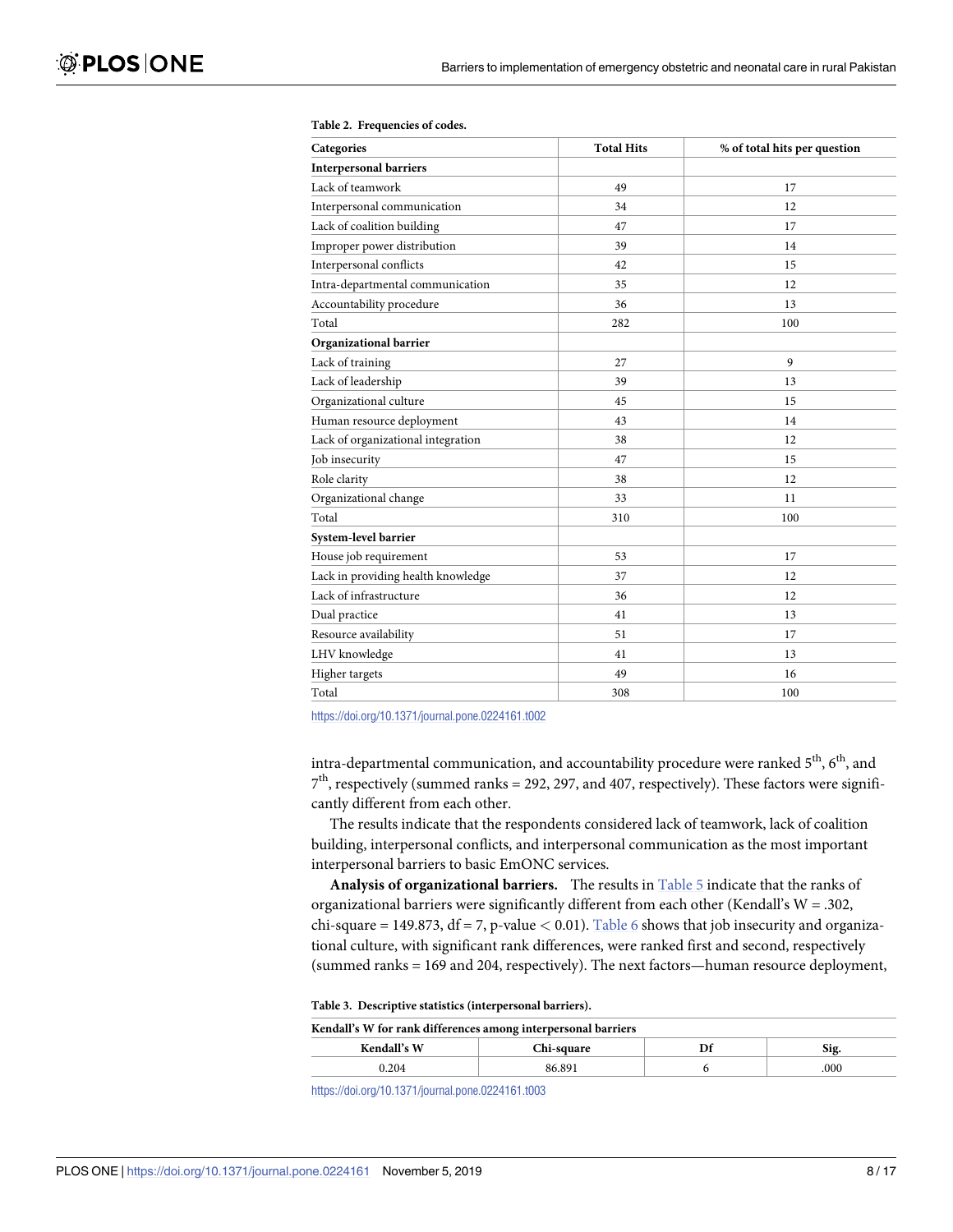**Table 2. Frequencies of codes.**

| Categories | Total Hits | % of total hits per question |
|---|---|---|
| **Interpersonal barriers** | | |
| Lack of teamwork | 49 | 17 |
| Interpersonal communication | 34 | 12 |
| Lack of coalition building | 47 | 17 |
| Improper power distribution | 39 | 14 |
| Interpersonal conflicts | 42 | 15 |
| Intra-departmental communication | 35 | 12 |
| Accountability procedure | 36 | 13 |
| Total | 282 | 100 |
| **Organizational barrier** | | |
| Lack of training | 27 | 9 |
| Lack of leadership | 39 | 13 |
| Organizational culture | 45 | 15 |
| Human resource deployment | 43 | 14 |
| Lack of organizational integration | 38 | 12 |
| Job insecurity | 47 | 15 |
| Role clarity | 38 | 12 |
| Organizational change | 33 | 11 |
| Total | 310 | 100 |
| **System-level barrier** | | |
| House job requirement | 53 | 17 |
| Lack in providing health knowledge | 37 | 12 |
| Lack of infrastructure | 36 | 12 |
| Dual practice | 41 | 13 |
| Resource availability | 51 | 17 |
| LHV knowledge | 41 | 13 |
| Higher targets | 49 | 16 |
| Total | 308 | 100 |

https://doi.org/10.1371/journal.pone.0224161.t002

intra-departmental communication, and accountability procedure were ranked 5th, 6th, and 7th, respectively (summed ranks = 292, 297, and 407, respectively). These factors were significantly different from each other.

The results indicate that the respondents considered lack of teamwork, lack of coalition building, interpersonal conflicts, and interpersonal communication as the most important interpersonal barriers to basic EmONC services.

**Analysis of organizational barriers.** The results in Table 5 indicate that the ranks of organizational barriers were significantly different from each other (Kendall's W = .302, chi-square = 149.873, df = 7, p-value $< 0.01$). Table 6 shows that job insecurity and organizational culture, with significant rank differences, were ranked first and second, respectively (summed ranks = 169 and 204, respectively). The next factors—human resource deployment,

**Table 3. Descriptive statistics (interpersonal barriers).**

| Kendall's W for rank differences among interpersonal barriers | | | |
|---|---|---|---|
| Kendall's W | Chi-square | Df | Sig. |
| 0.204 | 86.891 | 6 | .000 |

https://doi.org/10.1371/journal.pone.0224161.t003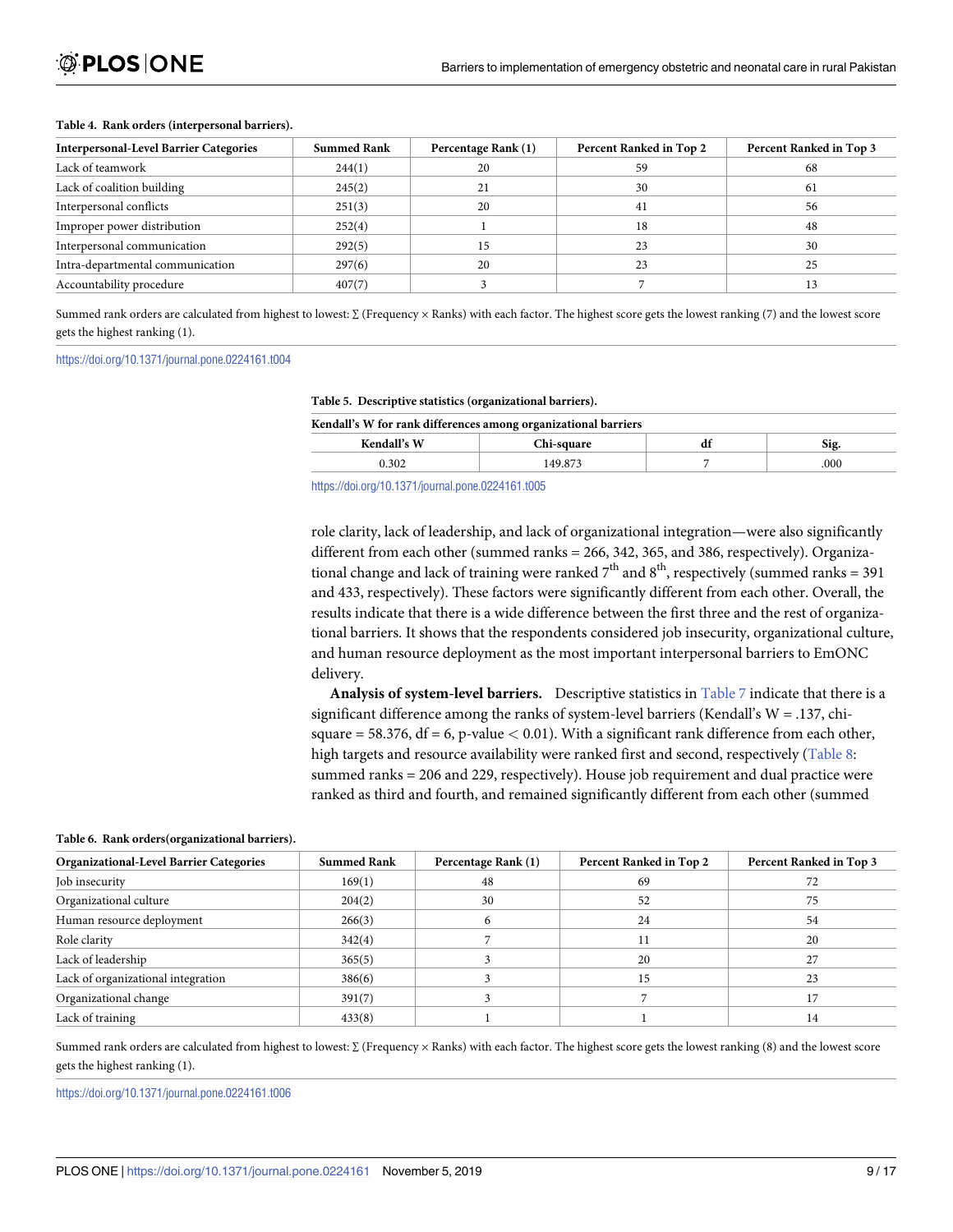**Table 4. Rank orders (interpersonal barriers).**

| Interpersonal-Level Barrier Categories | Summed Rank | Percentage Rank (1) | Percent Ranked in Top 2 | Percent Ranked in Top 3 |
|---|---|---|---|---|
| Lack of teamwork | 244(1) | 20 | 59 | 68 |
| Lack of coalition building | 245(2) | 21 | 30 | 61 |
| Interpersonal conflicts | 251(3) | 20 | 41 | 56 |
| Improper power distribution | 252(4) | 1 | 18 | 48 |
| Interpersonal communication | 292(5) | 15 | 23 | 30 |
| Intra-departmental communication | 297(6) | 20 | 23 | 25 |
| Accountability procedure | 407(7) | 3 | 7 | 13 |

Summed rank orders are calculated from highest to lowest: ∑ (Frequency × Ranks) with each factor. The highest score gets the lowest ranking (7) and the lowest score gets the highest ranking (1).

https://doi.org/10.1371/journal.pone.0224161.t004

**Table 5. Descriptive statistics (organizational barriers).**

| Kendall's W for rank differences among organizational barriers | | | |
|---|---|---|---|
| Kendall's W | Chi-square | df | Sig. |
| 0.302 | 149.873 | 7 | .000 |

https://doi.org/10.1371/journal.pone.0224161.t005

role clarity, lack of leadership, and lack of organizational integration—were also significantly different from each other (summed ranks = 266, 342, 365, and 386, respectively). Organizational change and lack of training were ranked 7th and 8th, respectively (summed ranks = 391 and 433, respectively). These factors were significantly different from each other. Overall, the results indicate that there is a wide difference between the first three and the rest of organizational barriers. It shows that the respondents considered job insecurity, organizational culture, and human resource deployment as the most important interpersonal barriers to EmONC delivery.

**Analysis of system-level barriers.** Descriptive statistics in Table 7 indicate that there is a significant difference among the ranks of system-level barriers (Kendall's W = .137, chi-square = 58.376, df = 6, p-value $< 0.01$). With a significant rank difference from each other, high targets and resource availability were ranked first and second, respectively (Table 8: summed ranks = 206 and 229, respectively). House job requirement and dual practice were ranked as third and fourth, and remained significantly different from each other (summed

**Table 6. Rank orders(organizational barriers).**

| Organizational-Level Barrier Categories | Summed Rank | Percentage Rank (1) | Percent Ranked in Top 2 | Percent Ranked in Top 3 |
|---|---|---|---|---|
| Job insecurity | 169(1) | 48 | 69 | 72 |
| Organizational culture | 204(2) | 30 | 52 | 75 |
| Human resource deployment | 266(3) | 6 | 24 | 54 |
| Role clarity | 342(4) | 7 | 11 | 20 |
| Lack of leadership | 365(5) | 3 | 20 | 27 |
| Lack of organizational integration | 386(6) | 3 | 15 | 23 |
| Organizational change | 391(7) | 3 | 7 | 17 |
| Lack of training | 433(8) | 1 | 1 | 14 |

Summed rank orders are calculated from highest to lowest: ∑ (Frequency × Ranks) with each factor. The highest score gets the lowest ranking (8) and the lowest score gets the highest ranking (1).

https://doi.org/10.1371/journal.pone.0224161.t006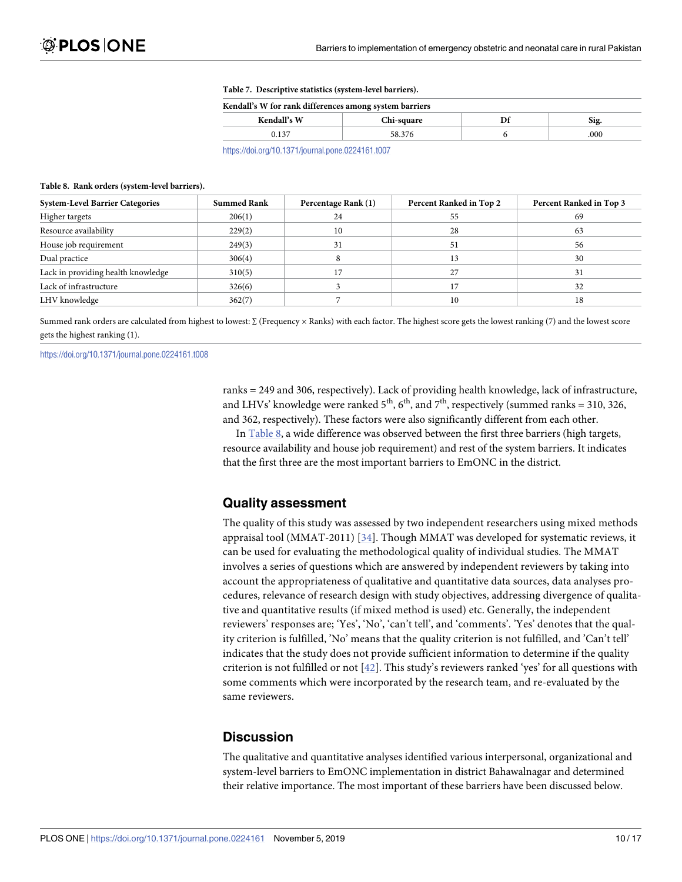**Table 7. Descriptive statistics (system-level barriers).**

| Kendall's W for rank differences among system barriers | | | |
|---|---|---|---|
| Kendall's W | Chi-square | Df | Sig. |
| 0.137 | 58.376 | 6 | .000 |

https://doi.org/10.1371/journal.pone.0224161.t007

**Table 8. Rank orders (system-level barriers).**

| System-Level Barrier Categories | Summed Rank | Percentage Rank (1) | Percent Ranked in Top 2 | Percent Ranked in Top 3 |
|---|---|---|---|---|
| Higher targets | 206(1) | 24 | 55 | 69 |
| Resource availability | 229(2) | 10 | 28 | 63 |
| House job requirement | 249(3) | 31 | 51 | 56 |
| Dual practice | 306(4) | 8 | 13 | 30 |
| Lack in providing health knowledge | 310(5) | 17 | 27 | 31 |
| Lack of infrastructure | 326(6) | 3 | 17 | 32 |
| LHV knowledge | 362(7) | 7 | 10 | 18 |

Summed rank orders are calculated from highest to lowest: ∑ (Frequency × Ranks) with each factor. The highest score gets the lowest ranking (7) and the lowest score gets the highest ranking (1).

https://doi.org/10.1371/journal.pone.0224161.t008

ranks = 249 and 306, respectively). Lack of providing health knowledge, lack of infrastructure, and LHVs' knowledge were ranked 5$^{th}$, 6$^{th}$, and 7$^{th}$, respectively (summed ranks = 310, 326, and 362, respectively). These factors were also significantly different from each other.

In Table 8, a wide difference was observed between the first three barriers (high targets, resource availability and house job requirement) and rest of the system barriers. It indicates that the first three are the most important barriers to EmONC in the district.

## Quality assessment

The quality of this study was assessed by two independent researchers using mixed methods appraisal tool (MMAT-2011) [34]. Though MMAT was developed for systematic reviews, it can be used for evaluating the methodological quality of individual studies. The MMAT involves a series of questions which are answered by independent reviewers by taking into account the appropriateness of qualitative and quantitative data sources, data analyses procedures, relevance of research design with study objectives, addressing divergence of qualitative and quantitative results (if mixed method is used) etc. Generally, the independent reviewers' responses are; 'Yes', 'No', 'can't tell', and 'comments'. 'Yes' denotes that the quality criterion is fulfilled, 'No' means that the quality criterion is not fulfilled, and 'Can't tell' indicates that the study does not provide sufficient information to determine if the quality criterion is not fulfilled or not [42]. This study's reviewers ranked 'yes' for all questions with some comments which were incorporated by the research team, and re-evaluated by the same reviewers.

## Discussion

The qualitative and quantitative analyses identified various interpersonal, organizational and system-level barriers to EmONC implementation in district Bahawalnagar and determined their relative importance. The most important of these barriers have been discussed below.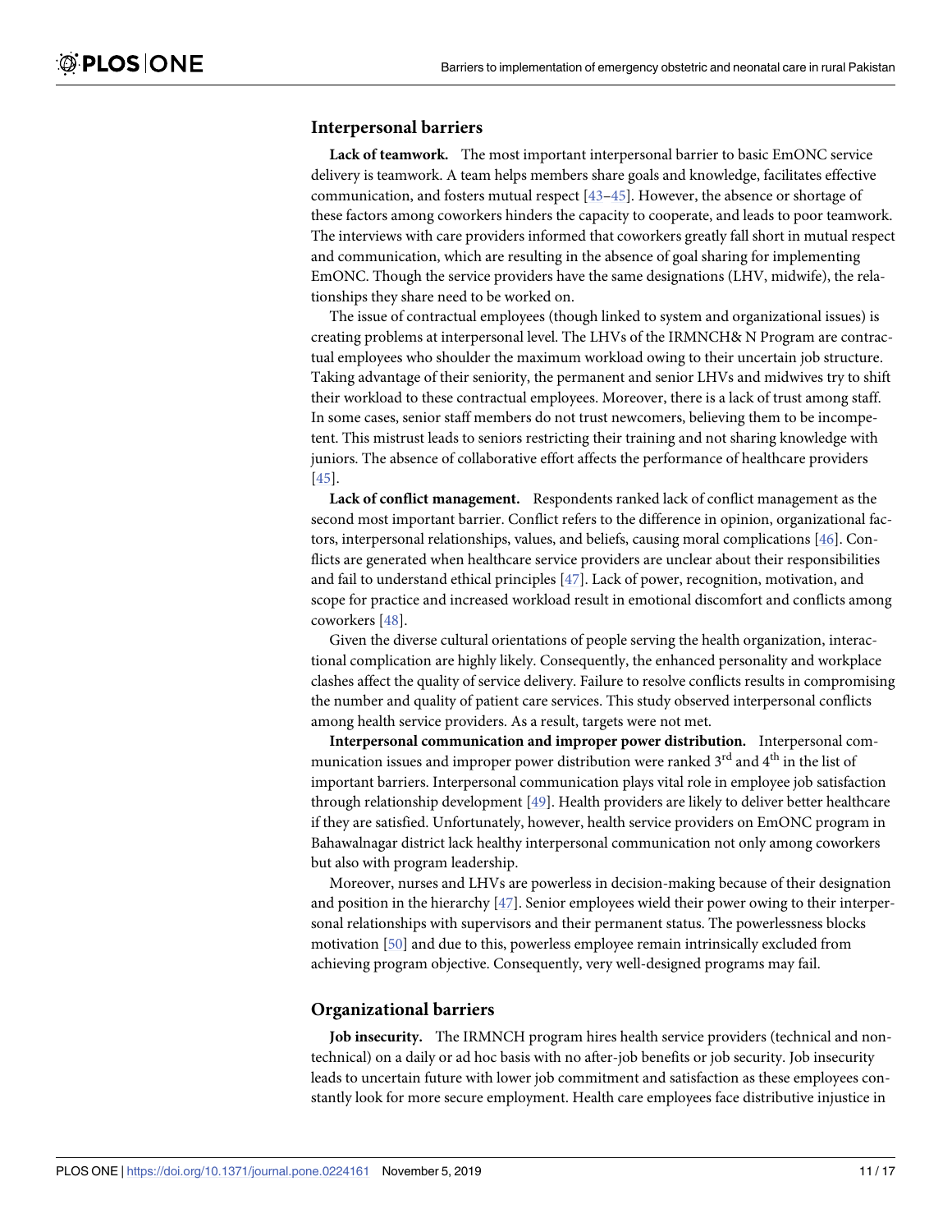## Interpersonal barriers

**Lack of teamwork.** The most important interpersonal barrier to basic EmONC service delivery is teamwork. A team helps members share goals and knowledge, facilitates effective communication, and fosters mutual respect [43–45]. However, the absence or shortage of these factors among coworkers hinders the capacity to cooperate, and leads to poor teamwork. The interviews with care providers informed that coworkers greatly fall short in mutual respect and communication, which are resulting in the absence of goal sharing for implementing EmONC. Though the service providers have the same designations (LHV, midwife), the relationships they share need to be worked on.

The issue of contractual employees (though linked to system and organizational issues) is creating problems at interpersonal level. The LHVs of the IRMNCH& N Program are contractual employees who shoulder the maximum workload owing to their uncertain job structure. Taking advantage of their seniority, the permanent and senior LHVs and midwives try to shift their workload to these contractual employees. Moreover, there is a lack of trust among staff. In some cases, senior staff members do not trust newcomers, believing them to be incompetent. This mistrust leads to seniors restricting their training and not sharing knowledge with juniors. The absence of collaborative effort affects the performance of healthcare providers [45].

**Lack of conflict management.** Respondents ranked lack of conflict management as the second most important barrier. Conflict refers to the difference in opinion, organizational factors, interpersonal relationships, values, and beliefs, causing moral complications [46]. Conflicts are generated when healthcare service providers are unclear about their responsibilities and fail to understand ethical principles [47]. Lack of power, recognition, motivation, and scope for practice and increased workload result in emotional discomfort and conflicts among coworkers [48].

Given the diverse cultural orientations of people serving the health organization, interactional complication are highly likely. Consequently, the enhanced personality and workplace clashes affect the quality of service delivery. Failure to resolve conflicts results in compromising the number and quality of patient care services. This study observed interpersonal conflicts among health service providers. As a result, targets were not met.

**Interpersonal communication and improper power distribution.** Interpersonal communication issues and improper power distribution were ranked 3$^{rd}$ and 4$^{th}$ in the list of important barriers. Interpersonal communication plays vital role in employee job satisfaction through relationship development [49]. Health providers are likely to deliver better healthcare if they are satisfied. Unfortunately, however, health service providers on EmONC program in Bahawalnagar district lack healthy interpersonal communication not only among coworkers but also with program leadership.

Moreover, nurses and LHVs are powerless in decision-making because of their designation and position in the hierarchy [47]. Senior employees wield their power owing to their interpersonal relationships with supervisors and their permanent status. The powerlessness blocks motivation [50] and due to this, powerless employee remain intrinsically excluded from achieving program objective. Consequently, very well-designed programs may fail.

## Organizational barriers

**Job insecurity.** The IRMNCH program hires health service providers (technical and non-technical) on a daily or ad hoc basis with no after-job benefits or job security. Job insecurity leads to uncertain future with lower job commitment and satisfaction as these employees constantly look for more secure employment. Health care employees face distributive injustice in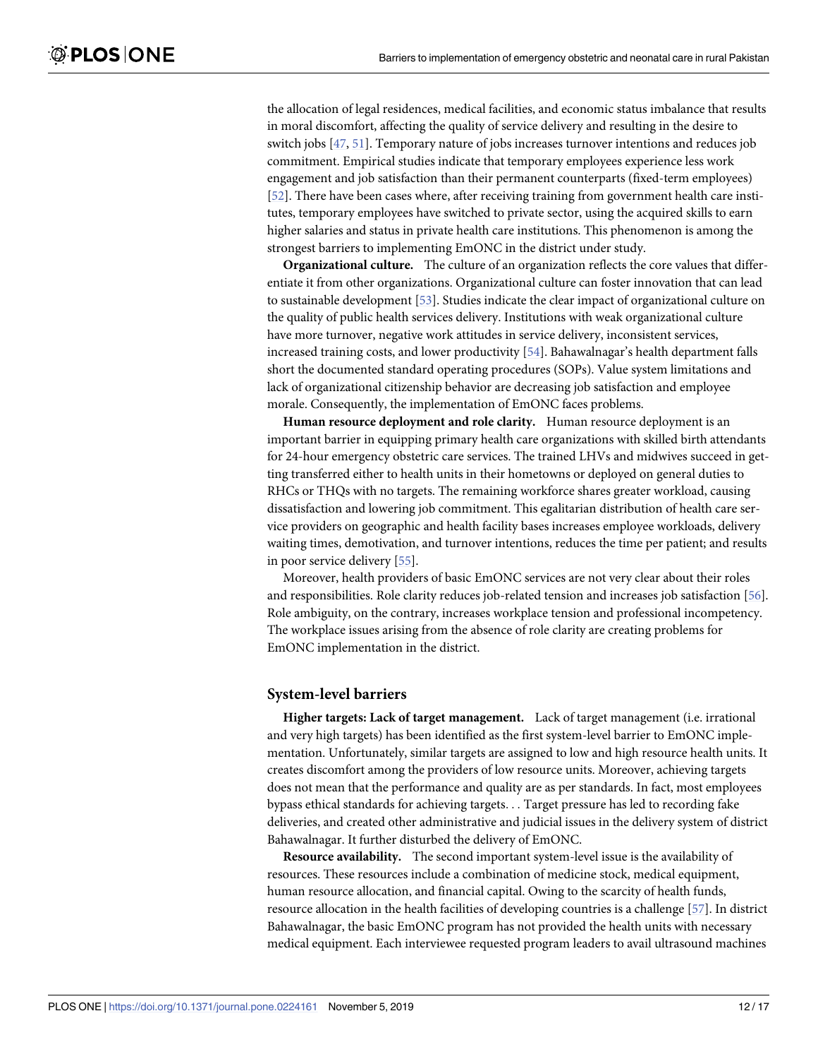the allocation of legal residences, medical facilities, and economic status imbalance that results in moral discomfort, affecting the quality of service delivery and resulting in the desire to switch jobs [47, 51]. Temporary nature of jobs increases turnover intentions and reduces job commitment. Empirical studies indicate that temporary employees experience less work engagement and job satisfaction than their permanent counterparts (fixed-term employees) [52]. There have been cases where, after receiving training from government health care institutes, temporary employees have switched to private sector, using the acquired skills to earn higher salaries and status in private health care institutions. This phenomenon is among the strongest barriers to implementing EmONC in the district under study.

**Organizational culture.** The culture of an organization reflects the core values that differentiate it from other organizations. Organizational culture can foster innovation that can lead to sustainable development [53]. Studies indicate the clear impact of organizational culture on the quality of public health services delivery. Institutions with weak organizational culture have more turnover, negative work attitudes in service delivery, inconsistent services, increased training costs, and lower productivity [54]. Bahawalnagar's health department falls short the documented standard operating procedures (SOPs). Value system limitations and lack of organizational citizenship behavior are decreasing job satisfaction and employee morale. Consequently, the implementation of EmONC faces problems.

**Human resource deployment and role clarity.** Human resource deployment is an important barrier in equipping primary health care organizations with skilled birth attendants for 24-hour emergency obstetric care services. The trained LHVs and midwives succeed in getting transferred either to health units in their hometowns or deployed on general duties to RHCs or THQs with no targets. The remaining workforce shares greater workload, causing dissatisfaction and lowering job commitment. This egalitarian distribution of health care service providers on geographic and health facility bases increases employee workloads, delivery waiting times, demotivation, and turnover intentions, reduces the time per patient; and results in poor service delivery [55].

Moreover, health providers of basic EmONC services are not very clear about their roles and responsibilities. Role clarity reduces job-related tension and increases job satisfaction [56]. Role ambiguity, on the contrary, increases workplace tension and professional incompetency. The workplace issues arising from the absence of role clarity are creating problems for EmONC implementation in the district.

### System-level barriers

**Higher targets: Lack of target management.** Lack of target management (i.e. irrational and very high targets) has been identified as the first system-level barrier to EmONC implementation. Unfortunately, similar targets are assigned to low and high resource health units. It creates discomfort among the providers of low resource units. Moreover, achieving targets does not mean that the performance and quality are as per standards. In fact, most employees bypass ethical standards for achieving targets. . . Target pressure has led to recording fake deliveries, and created other administrative and judicial issues in the delivery system of district Bahawalnagar. It further disturbed the delivery of EmONC.

**Resource availability.** The second important system-level issue is the availability of resources. These resources include a combination of medicine stock, medical equipment, human resource allocation, and financial capital. Owing to the scarcity of health funds, resource allocation in the health facilities of developing countries is a challenge [57]. In district Bahawalnagar, the basic EmONC program has not provided the health units with necessary medical equipment. Each interviewee requested program leaders to avail ultrasound machines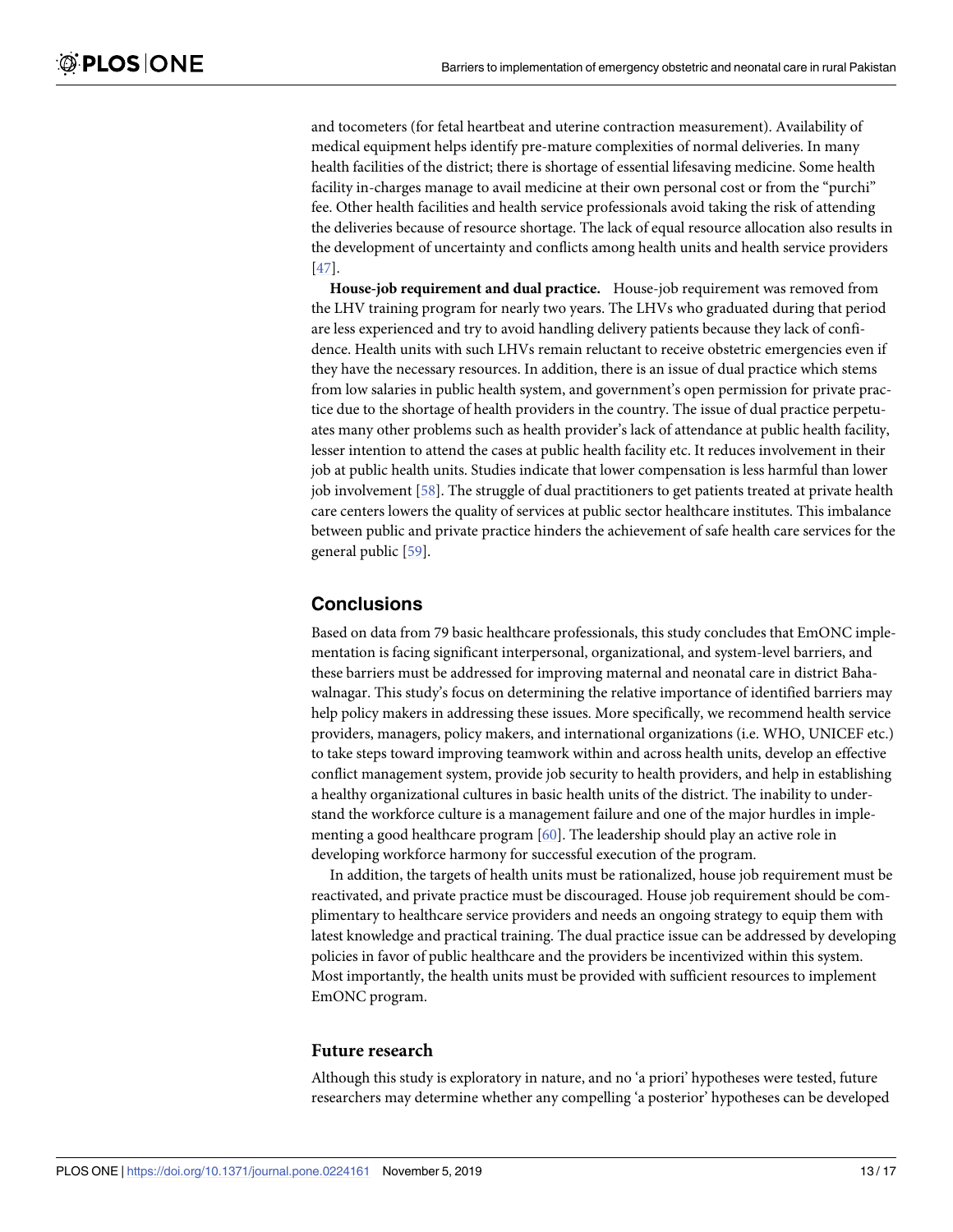and tocometers (for fetal heartbeat and uterine contraction measurement). Availability of medical equipment helps identify pre-mature complexities of normal deliveries. In many health facilities of the district; there is shortage of essential lifesaving medicine. Some health facility in-charges manage to avail medicine at their own personal cost or from the "purchi" fee. Other health facilities and health service professionals avoid taking the risk of attending the deliveries because of resource shortage. The lack of equal resource allocation also results in the development of uncertainty and conflicts among health units and health service providers [47].

**House-job requirement and dual practice.** House-job requirement was removed from the LHV training program for nearly two years. The LHVs who graduated during that period are less experienced and try to avoid handling delivery patients because they lack of confidence. Health units with such LHVs remain reluctant to receive obstetric emergencies even if they have the necessary resources. In addition, there is an issue of dual practice which stems from low salaries in public health system, and government's open permission for private practice due to the shortage of health providers in the country. The issue of dual practice perpetuates many other problems such as health provider's lack of attendance at public health facility, lesser intention to attend the cases at public health facility etc. It reduces involvement in their job at public health units. Studies indicate that lower compensation is less harmful than lower job involvement [58]. The struggle of dual practitioners to get patients treated at private health care centers lowers the quality of services at public sector healthcare institutes. This imbalance between public and private practice hinders the achievement of safe health care services for the general public [59].

## Conclusions

Based on data from 79 basic healthcare professionals, this study concludes that EmONC implementation is facing significant interpersonal, organizational, and system-level barriers, and these barriers must be addressed for improving maternal and neonatal care in district Bahawalnagar. This study's focus on determining the relative importance of identified barriers may help policy makers in addressing these issues. More specifically, we recommend health service providers, managers, policy makers, and international organizations (i.e. WHO, UNICEF etc.) to take steps toward improving teamwork within and across health units, develop an effective conflict management system, provide job security to health providers, and help in establishing a healthy organizational cultures in basic health units of the district. The inability to understand the workforce culture is a management failure and one of the major hurdles in implementing a good healthcare program [60]. The leadership should play an active role in developing workforce harmony for successful execution of the program.

In addition, the targets of health units must be rationalized, house job requirement must be reactivated, and private practice must be discouraged. House job requirement should be complimentary to healthcare service providers and needs an ongoing strategy to equip them with latest knowledge and practical training. The dual practice issue can be addressed by developing policies in favor of public healthcare and the providers be incentivized within this system. Most importantly, the health units must be provided with sufficient resources to implement EmONC program.

### Future research

Although this study is exploratory in nature, and no 'a priori' hypotheses were tested, future researchers may determine whether any compelling 'a posterior' hypotheses can be developed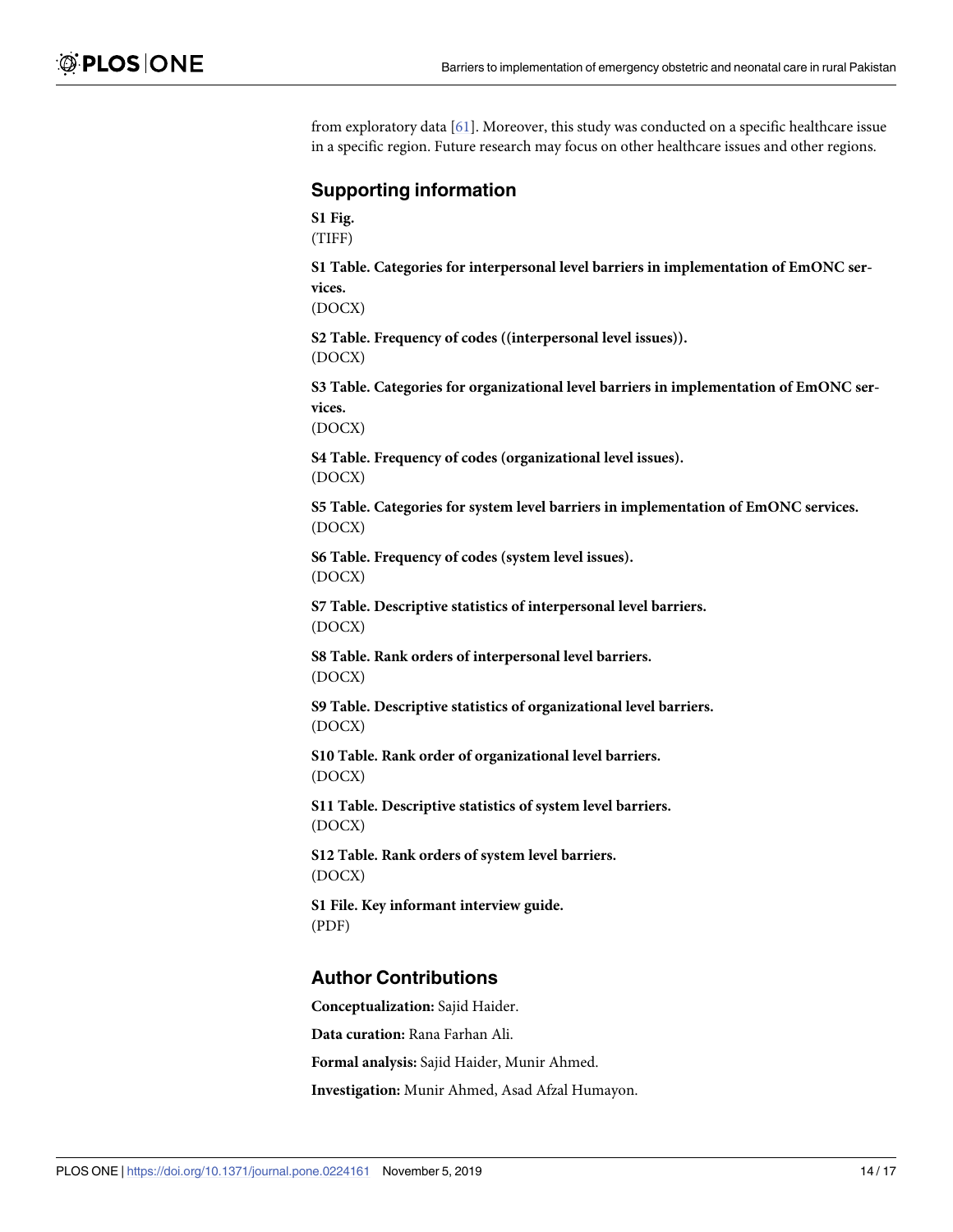from exploratory data [61]. Moreover, this study was conducted on a specific healthcare issue in a specific region. Future research may focus on other healthcare issues and other regions.

## Supporting information

**S1 Fig.**
(TIFF)

**S1 Table. Categories for interpersonal level barriers in implementation of EmONC services.**
(DOCX)

**S2 Table. Frequency of codes ((interpersonal level issues)).**
(DOCX)

**S3 Table. Categories for organizational level barriers in implementation of EmONC services.**
(DOCX)

**S4 Table. Frequency of codes (organizational level issues).**
(DOCX)

**S5 Table. Categories for system level barriers in implementation of EmONC services.**
(DOCX)

**S6 Table. Frequency of codes (system level issues).**
(DOCX)

**S7 Table. Descriptive statistics of interpersonal level barriers.**
(DOCX)

**S8 Table. Rank orders of interpersonal level barriers.**
(DOCX)

**S9 Table. Descriptive statistics of organizational level barriers.**
(DOCX)

**S10 Table. Rank order of organizational level barriers.**
(DOCX)

**S11 Table. Descriptive statistics of system level barriers.**
(DOCX)

**S12 Table. Rank orders of system level barriers.**
(DOCX)

**S1 File. Key informant interview guide.**
(PDF)

## Author Contributions

**Conceptualization:** Sajid Haider.

**Data curation:** Rana Farhan Ali.

**Formal analysis:** Sajid Haider, Munir Ahmed.

**Investigation:** Munir Ahmed, Asad Afzal Humayon.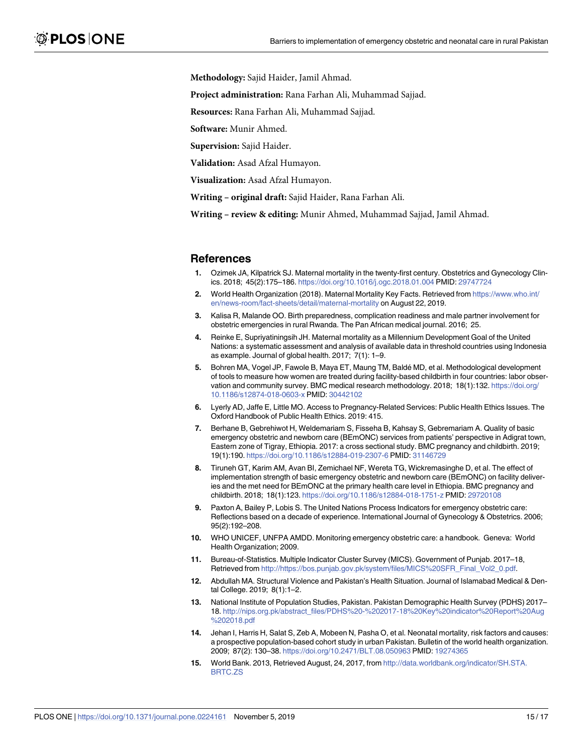**Methodology:** Sajid Haider, Jamil Ahmad.

**Project administration:** Rana Farhan Ali, Muhammad Sajjad.

**Resources:** Rana Farhan Ali, Muhammad Sajjad.

**Software:** Munir Ahmed.

**Supervision:** Sajid Haider.

**Validation:** Asad Afzal Humayon.

**Visualization:** Asad Afzal Humayon.

**Writing – original draft:** Sajid Haider, Rana Farhan Ali.

**Writing – review & editing:** Munir Ahmed, Muhammad Sajjad, Jamil Ahmad.

## References

1. Ozimek JA, Kilpatrick SJ. Maternal mortality in the twenty-first century. Obstetrics and Gynecology Clinics. 2018; 45(2):175–186. https://doi.org/10.1016/j.ogc.2018.01.004 PMID: 29747724
2. World Health Organization (2018). Maternal Mortality Key Facts. Retrieved from https://www.who.int/en/news-room/fact-sheets/detail/maternal-mortality on August 22, 2019.
3. Kalisa R, Malande OO. Birth preparedness, complication readiness and male partner involvement for obstetric emergencies in rural Rwanda. The Pan African medical journal. 2016; 25.
4. Reinke E, Supriyatiningsih JH. Maternal mortality as a Millennium Development Goal of the United Nations: a systematic assessment and analysis of available data in threshold countries using Indonesia as example. Journal of global health. 2017; 7(1): 1–9.
5. Bohren MA, Vogel JP, Fawole B, Maya ET, Maung TM, Baldé MD, et al. Methodological development of tools to measure how women are treated during facility-based childbirth in four countries: labor observation and community survey. BMC medical research methodology. 2018; 18(1):132. https://doi.org/10.1186/s12874-018-0603-x PMID: 30442102
6. Lyerly AD, Jaffe E, Little MO. Access to Pregnancy-Related Services: Public Health Ethics Issues. The Oxford Handbook of Public Health Ethics. 2019: 415.
7. Berhane B, Gebrehiwot H, Weldemariam S, Fisseha B, Kahsay S, Gebremariam A. Quality of basic emergency obstetric and newborn care (BEmONC) services from patients' perspective in Adigrat town, Eastern zone of Tigray, Ethiopia. 2017: a cross sectional study. BMC pregnancy and childbirth. 2019; 19(1):190. https://doi.org/10.1186/s12884-019-2307-6 PMID: 31146729
8. Tiruneh GT, Karim AM, Avan BI, Zemichael NF, Wereta TG, Wickremasinghe D, et al. The effect of implementation strength of basic emergency obstetric and newborn care (BEmONC) on facility deliveries and the met need for BEmONC at the primary health care level in Ethiopia. BMC pregnancy and childbirth. 2018; 18(1):123. https://doi.org/10.1186/s12884-018-1751-z PMID: 29720108
9. Paxton A, Bailey P, Lobis S. The United Nations Process Indicators for emergency obstetric care: Reflections based on a decade of experience. International Journal of Gynecology & Obstetrics. 2006; 95(2):192–208.
10. WHO UNICEF, UNFPA AMDD. Monitoring emergency obstetric care: a handbook. Geneva: World Health Organization; 2009.
11. Bureau-of-Statistics. Multiple Indicator Cluster Survey (MICS). Government of Punjab. 2017–18, Retrieved from http://https://bos.punjab.gov.pk/system/files/MICS%20SFR_Final_Vol2_0.pdf.
12. Abdullah MA. Structural Violence and Pakistan's Health Situation. Journal of Islamabad Medical & Dental College. 2019; 8(1):1–2.
13. National Institute of Population Studies, Pakistan. Pakistan Demographic Health Survey (PDHS) 2017–18. http://nips.org.pk/abstract_files/PDHS%20-%202017-18%20Key%20indicator%20Report%20Aug%202018.pdf
14. Jehan I, Harris H, Salat S, Zeb A, Mobeen N, Pasha O, et al. Neonatal mortality, risk factors and causes: a prospective population-based cohort study in urban Pakistan. Bulletin of the world health organization. 2009; 87(2): 130–38. https://doi.org/10.2471/BLT.08.050963 PMID: 19274365
15. World Bank. 2013, Retrieved August, 24, 2017, from http://data.worldbank.org/indicator/SH.STA.BRTC.ZS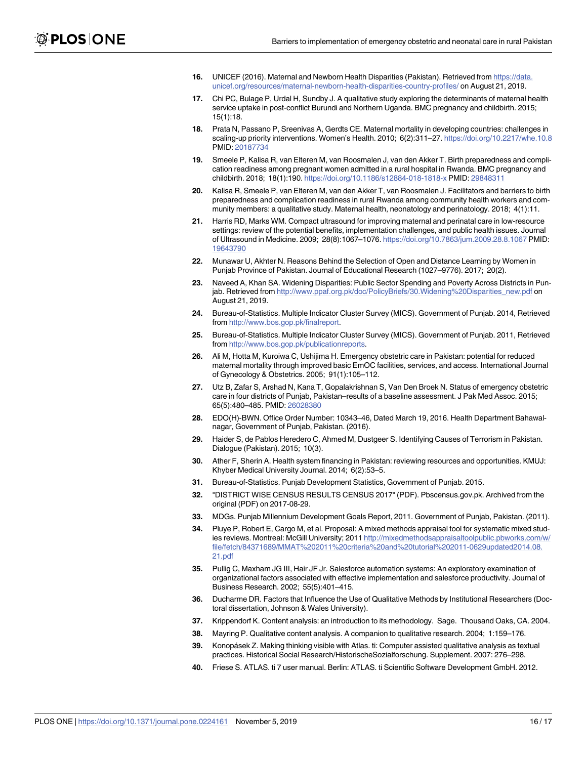16. UNICEF (2016). Maternal and Newborn Health Disparities (Pakistan). Retrieved from https://data.unicef.org/resources/maternal-newborn-health-disparities-country-profiles/ on August 21, 2019.
17. Chi PC, Bulage P, Urdal H, Sundby J. A qualitative study exploring the determinants of maternal health service uptake in post-conflict Burundi and Northern Uganda. BMC pregnancy and childbirth. 2015; 15(1):18.
18. Prata N, Passano P, Sreenivas A, Gerdts CE. Maternal mortality in developing countries: challenges in scaling-up priority interventions. Women's Health. 2010; 6(2):311–27. https://doi.org/10.2217/whe.10.8 PMID: 20187734
19. Smeele P, Kalisa R, van Elteren M, van Roosmalen J, van den Akker T. Birth preparedness and complication readiness among pregnant women admitted in a rural hospital in Rwanda. BMC pregnancy and childbirth. 2018; 18(1):190. https://doi.org/10.1186/s12884-018-1818-x PMID: 29848311
20. Kalisa R, Smeele P, van Elteren M, van den Akker T, van Roosmalen J. Facilitators and barriers to birth preparedness and complication readiness in rural Rwanda among community health workers and community members: a qualitative study. Maternal health, neonatology and perinatology. 2018; 4(1):11.
21. Harris RD, Marks WM. Compact ultrasound for improving maternal and perinatal care in low-resource settings: review of the potential benefits, implementation challenges, and public health issues. Journal of Ultrasound in Medicine. 2009; 28(8):1067–1076. https://doi.org/10.7863/jum.2009.28.8.1067 PMID: 19643790
22. Munawar U, Akhter N. Reasons Behind the Selection of Open and Distance Learning by Women in Punjab Province of Pakistan. Journal of Educational Research (1027–9776). 2017; 20(2).
23. Naveed A, Khan SA. Widening Disparities: Public Sector Spending and Poverty Across Districts in Punjab. Retrieved from http://www.ppaf.org.pk/doc/PolicyBriefs/30.Widening%20Disparities_new.pdf on August 21, 2019.
24. Bureau-of-Statistics. Multiple Indicator Cluster Survey (MICS). Government of Punjab. 2014, Retrieved from http://www.bos.gop.pk/finalreport.
25. Bureau-of-Statistics. Multiple Indicator Cluster Survey (MICS). Government of Punjab. 2011, Retrieved from http://www.bos.gop.pk/publicationreports.
26. Ali M, Hotta M, Kuroiwa C, Ushijima H. Emergency obstetric care in Pakistan: potential for reduced maternal mortality through improved basic EmOC facilities, services, and access. International Journal of Gynecology & Obstetrics. 2005; 91(1):105–112.
27. Utz B, Zafar S, Arshad N, Kana T, Gopalakrishnan S, Van Den Broek N. Status of emergency obstetric care in four districts of Punjab, Pakistan–results of a baseline assessment. J Pak Med Assoc. 2015; 65(5):480–485. PMID: 26028380
28. EDO(H)-BWN. Office Order Number: 10343–46, Dated March 19, 2016. Health Department Bahawalnagar, Government of Punjab, Pakistan. (2016).
29. Haider S, de Pablos Heredero C, Ahmed M, Dustgeer S. Identifying Causes of Terrorism in Pakistan. Dialogue (Pakistan). 2015; 10(3).
30. Ather F, Sherin A. Health system financing in Pakistan: reviewing resources and opportunities. KMUJ: Khyber Medical University Journal. 2014; 6(2):53–5.
31. Bureau-of-Statistics. Punjab Development Statistics, Government of Punjab. 2015.
32. "DISTRICT WISE CENSUS RESULTS CENSUS 2017" (PDF). Pbscensus.gov.pk. Archived from the original (PDF) on 2017-08-29.
33. MDGs. Punjab Millennium Development Goals Report, 2011. Government of Punjab, Pakistan. (2011).
34. Pluye P, Robert E, Cargo M, et al. Proposal: A mixed methods appraisal tool for systematic mixed studies reviews. Montreal: McGill University; 2011 http://mixedmethodsappraisaltoolpublic.pbworks.com/w/file/fetch/84371689/MMAT%202011%20criteria%20and%20tutorial%202011-0629updated2014.08.21.pdf
35. Pullig C, Maxham JG III, Hair JF Jr. Salesforce automation systems: An exploratory examination of organizational factors associated with effective implementation and salesforce productivity. Journal of Business Research. 2002; 55(5):401–415.
36. Ducharme DR. Factors that Influence the Use of Qualitative Methods by Institutional Researchers (Doctoral dissertation, Johnson & Wales University).
37. Krippendorf K. Content analysis: an introduction to its methodology. Sage. Thousand Oaks, CA. 2004.
38. Mayring P. Qualitative content analysis. A companion to qualitative research. 2004; 1:159–176.
39. Konopásek Z. Making thinking visible with Atlas. ti: Computer assisted qualitative analysis as textual practices. Historical Social Research/HistorischeSozialforschung. Supplement. 2007: 276–298.
40. Friese S. ATLAS. ti 7 user manual. Berlin: ATLAS. ti Scientific Software Development GmbH. 2012.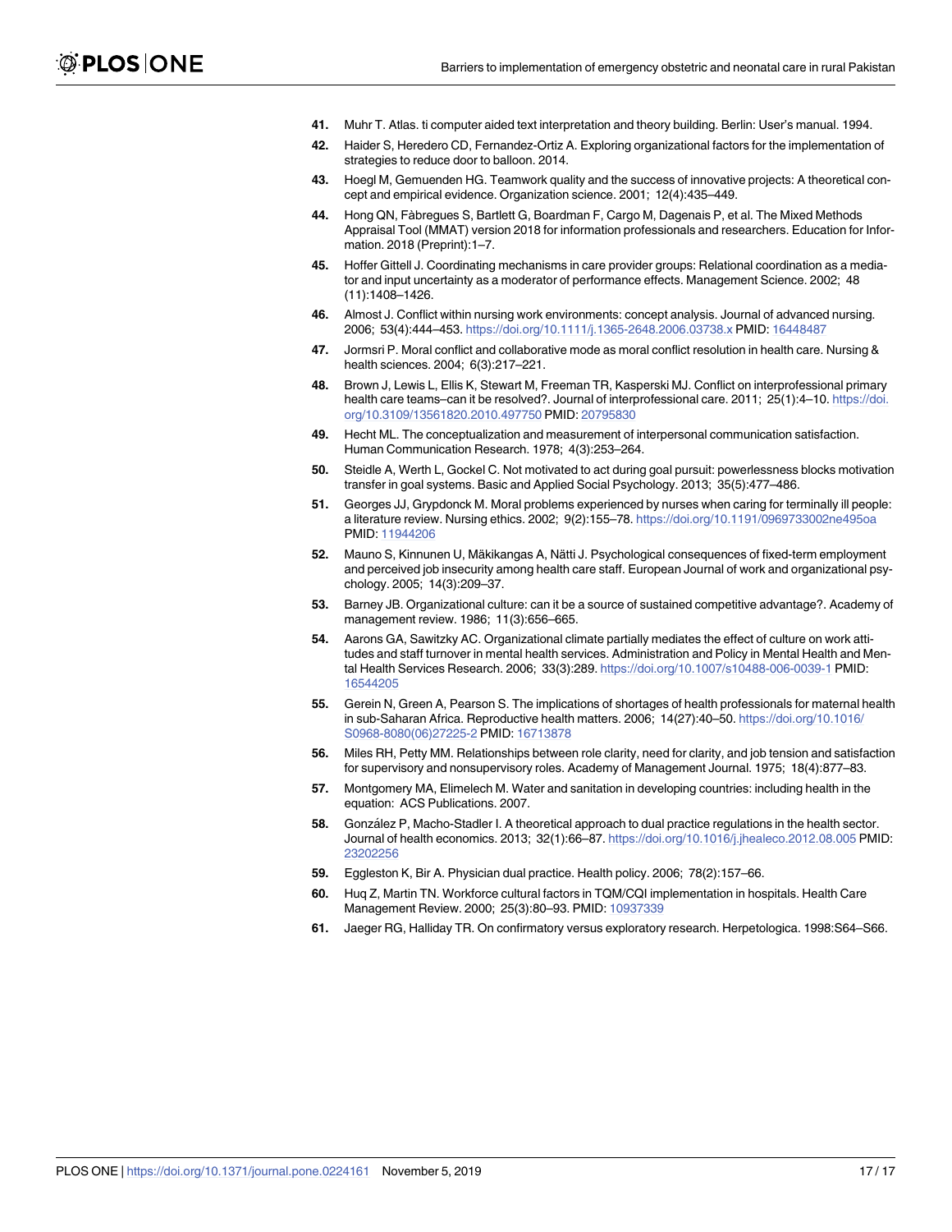41. Muhr T. Atlas. ti computer aided text interpretation and theory building. Berlin: User's manual. 1994.
42. Haider S, Heredero CD, Fernandez-Ortiz A. Exploring organizational factors for the implementation of strategies to reduce door to balloon. 2014.
43. Hoegl M, Gemuenden HG. Teamwork quality and the success of innovative projects: A theoretical concept and empirical evidence. Organization science. 2001; 12(4):435–449.
44. Hong QN, Fàbregues S, Bartlett G, Boardman F, Cargo M, Dagenais P, et al. The Mixed Methods Appraisal Tool (MMAT) version 2018 for information professionals and researchers. Education for Information. 2018 (Preprint):1–7.
45. Hoffer Gittell J. Coordinating mechanisms in care provider groups: Relational coordination as a mediator and input uncertainty as a moderator of performance effects. Management Science. 2002; 48 (11):1408–1426.
46. Almost J. Conflict within nursing work environments: concept analysis. Journal of advanced nursing. 2006; 53(4):444–453. https://doi.org/10.1111/j.1365-2648.2006.03738.x PMID: 16448487
47. Jormsri P. Moral conflict and collaborative mode as moral conflict resolution in health care. Nursing & health sciences. 2004; 6(3):217–221.
48. Brown J, Lewis L, Ellis K, Stewart M, Freeman TR, Kasperski MJ. Conflict on interprofessional primary health care teams–can it be resolved?. Journal of interprofessional care. 2011; 25(1):4–10. https://doi.org/10.3109/13561820.2010.497750 PMID: 20795830
49. Hecht ML. The conceptualization and measurement of interpersonal communication satisfaction. Human Communication Research. 1978; 4(3):253–264.
50. Steidle A, Werth L, Gockel C. Not motivated to act during goal pursuit: powerlessness blocks motivation transfer in goal systems. Basic and Applied Social Psychology. 2013; 35(5):477–486.
51. Georges JJ, Grypdonck M. Moral problems experienced by nurses when caring for terminally ill people: a literature review. Nursing ethics. 2002; 9(2):155–78. https://doi.org/10.1191/0969733002ne495oa PMID: 11944206
52. Mauno S, Kinnunen U, Mäkikangas A, Nätti J. Psychological consequences of fixed-term employment and perceived job insecurity among health care staff. European Journal of work and organizational psychology. 2005; 14(3):209–37.
53. Barney JB. Organizational culture: can it be a source of sustained competitive advantage?. Academy of management review. 1986; 11(3):656–665.
54. Aarons GA, Sawitzky AC. Organizational climate partially mediates the effect of culture on work attitudes and staff turnover in mental health services. Administration and Policy in Mental Health and Mental Health Services Research. 2006; 33(3):289. https://doi.org/10.1007/s10488-006-0039-1 PMID: 16544205
55. Gerein N, Green A, Pearson S. The implications of shortages of health professionals for maternal health in sub-Saharan Africa. Reproductive health matters. 2006; 14(27):40–50. https://doi.org/10.1016/S0968-8080(06)27225-2 PMID: 16713878
56. Miles RH, Petty MM. Relationships between role clarity, need for clarity, and job tension and satisfaction for supervisory and nonsupervisory roles. Academy of Management Journal. 1975; 18(4):877–83.
57. Montgomery MA, Elimelech M. Water and sanitation in developing countries: including health in the equation: ACS Publications. 2007.
58. González P, Macho-Stadler I. A theoretical approach to dual practice regulations in the health sector. Journal of health economics. 2013; 32(1):66–87. https://doi.org/10.1016/j.jhealeco.2012.08.005 PMID: 23202256
59. Eggleston K, Bir A. Physician dual practice. Health policy. 2006; 78(2):157–66.
60. Huq Z, Martin TN. Workforce cultural factors in TQM/CQI implementation in hospitals. Health Care Management Review. 2000; 25(3):80–93. PMID: 10937339
61. Jaeger RG, Halliday TR. On confirmatory versus exploratory research. Herpetologica. 1998:S64–S66.